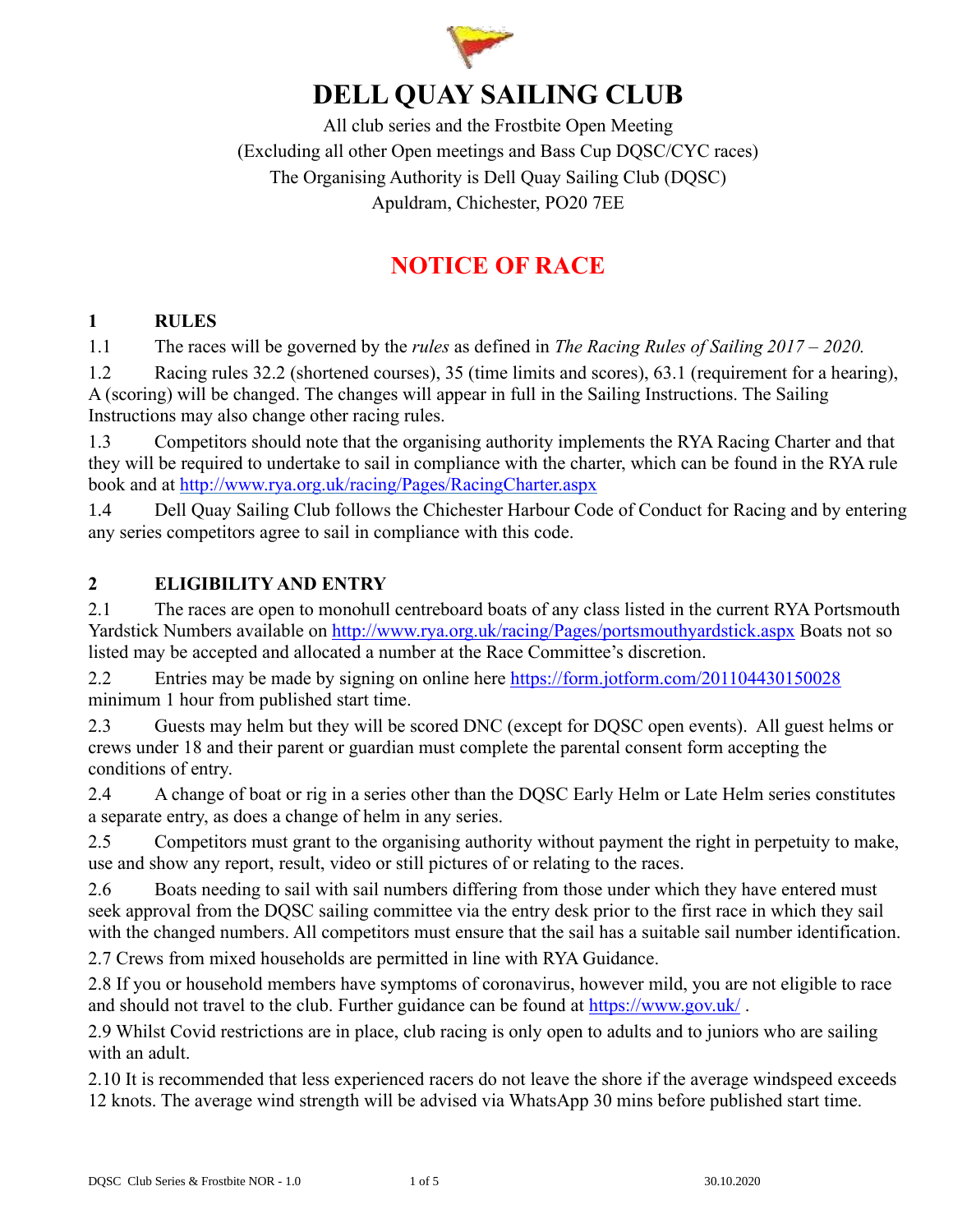# DELL QUAY SAILING CLUB

All club series and the Frostbite Open Meeting
(Excluding all other Open meetings and Bass Cup DQSC/CYC races)
The Organising Authority is Dell Quay Sailing Club (DQSC)
Apuldram, Chichester, PO20 7EE

# NOTICE OF RACE

## 1 RULES

1.1 The races will be governed by the *rules* as defined in *The Racing Rules of Sailing 2017 – 2020.*

1.2 Racing rules 32.2 (shortened courses), 35 (time limits and scores), 63.1 (requirement for a hearing), A (scoring) will be changed. The changes will appear in full in the Sailing Instructions. The Sailing Instructions may also change other racing rules.

1.3 Competitors should note that the organising authority implements the RYA Racing Charter and that they will be required to undertake to sail in compliance with the charter, which can be found in the RYA rule book and at http://www.rya.org.uk/racing/Pages/RacingCharter.aspx

1.4 Dell Quay Sailing Club follows the Chichester Harbour Code of Conduct for Racing and by entering any series competitors agree to sail in compliance with this code.

## 2 ELIGIBILITY AND ENTRY

2.1 The races are open to monohull centreboard boats of any class listed in the current RYA Portsmouth Yardstick Numbers available on http://www.rya.org.uk/racing/Pages/portsmouthyardstick.aspx Boats not so listed may be accepted and allocated a number at the Race Committee's discretion.

2.2 Entries may be made by signing on online here https://form.jotform.com/201104430150028 minimum 1 hour from published start time.

2.3 Guests may helm but they will be scored DNC (except for DQSC open events). All guest helms or crews under 18 and their parent or guardian must complete the parental consent form accepting the conditions of entry.

2.4 A change of boat or rig in a series other than the DQSC Early Helm or Late Helm series constitutes a separate entry, as does a change of helm in any series.

2.5 Competitors must grant to the organising authority without payment the right in perpetuity to make, use and show any report, result, video or still pictures of or relating to the races.

2.6 Boats needing to sail with sail numbers differing from those under which they have entered must seek approval from the DQSC sailing committee via the entry desk prior to the first race in which they sail with the changed numbers. All competitors must ensure that the sail has a suitable sail number identification.

2.7 Crews from mixed households are permitted in line with RYA Guidance.

2.8 If you or household members have symptoms of coronavirus, however mild, you are not eligible to race and should not travel to the club. Further guidance can be found at https://www.gov.uk/ .

2.9 Whilst Covid restrictions are in place, club racing is only open to adults and to juniors who are sailing with an adult.

2.10 It is recommended that less experienced racers do not leave the shore if the average windspeed exceeds 12 knots. The average wind strength will be advised via WhatsApp 30 mins before published start time.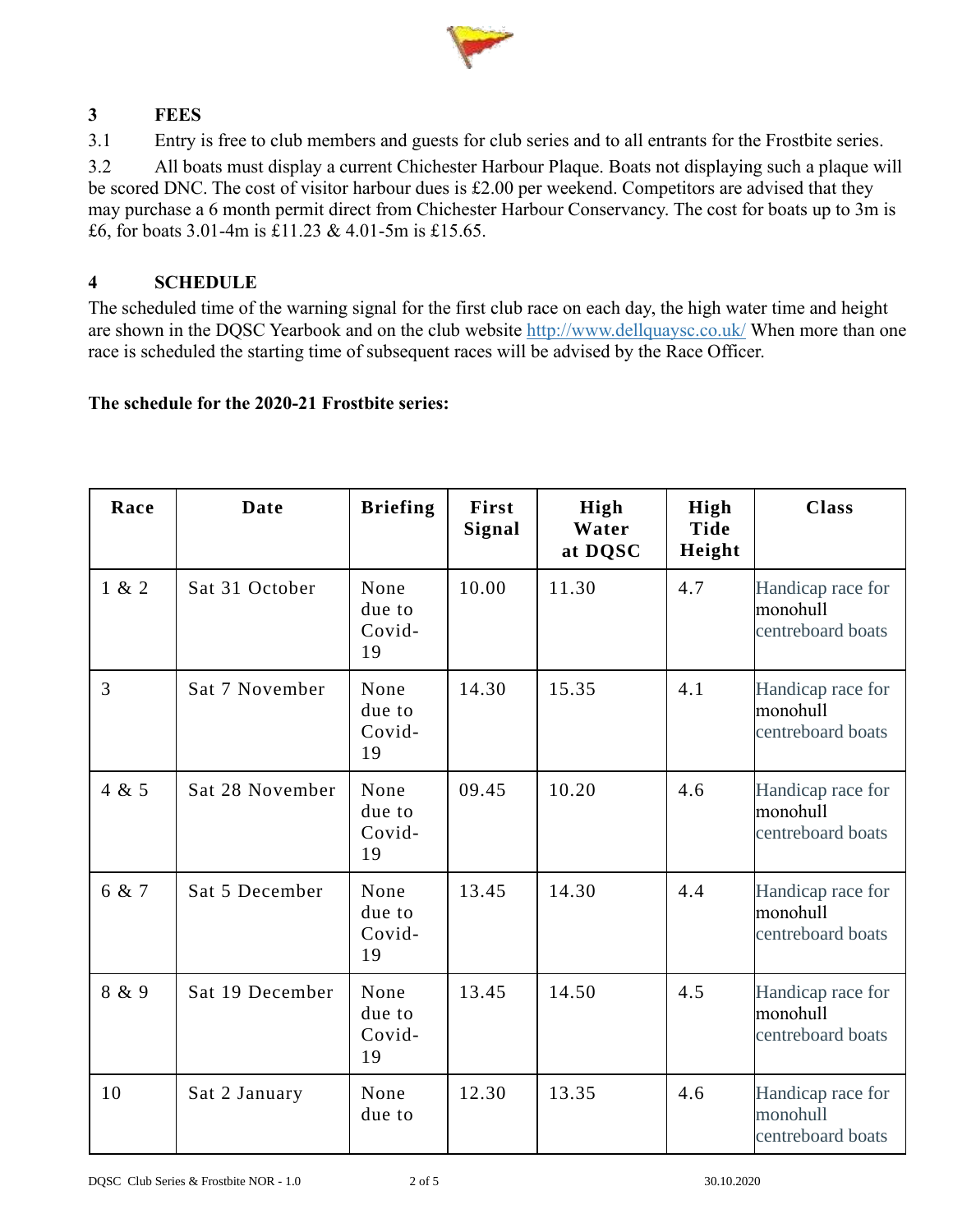## 3 FEES

3.1 Entry is free to club members and guests for club series and to all entrants for the Frostbite series.

3.2 All boats must display a current Chichester Harbour Plaque. Boats not displaying such a plaque will be scored DNC. The cost of visitor harbour dues is £2.00 per weekend. Competitors are advised that they may purchase a 6 month permit direct from Chichester Harbour Conservancy. The cost for boats up to 3m is £6, for boats 3.01-4m is £11.23 & 4.01-5m is £15.65.

## 4 SCHEDULE

The scheduled time of the warning signal for the first club race on each day, the high water time and height are shown in the DQSC Yearbook and on the club website http://www.dellquaysc.co.uk/ When more than one race is scheduled the starting time of subsequent races will be advised by the Race Officer.

**The schedule for the 2020-21 Frostbite series:**

| Race | Date | Briefing | First Signal | High Water at DQSC | High Tide Height | Class |
|---|---|---|---|---|---|---|
| 1 & 2 | Sat 31 October | None due to Covid-19 | 10.00 | 11.30 | 4.7 | Handicap race for monohull centreboard boats |
| 3 | Sat 7 November | None due to Covid-19 | 14.30 | 15.35 | 4.1 | Handicap race for monohull centreboard boats |
| 4 & 5 | Sat 28 November | None due to Covid-19 | 09.45 | 10.20 | 4.6 | Handicap race for monohull centreboard boats |
| 6 & 7 | Sat 5 December | None due to Covid-19 | 13.45 | 14.30 | 4.4 | Handicap race for monohull centreboard boats |
| 8 & 9 | Sat 19 December | None due to Covid-19 | 13.45 | 14.50 | 4.5 | Handicap race for monohull centreboard boats |
| 10 | Sat 2 January | None due to | 12.30 | 13.35 | 4.6 | Handicap race for monohull centreboard boats |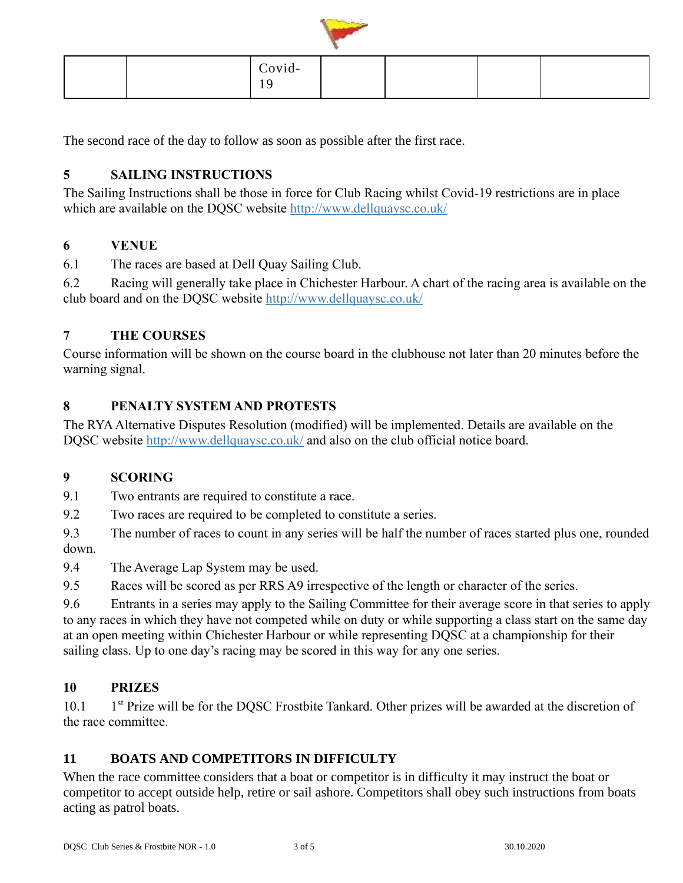| | | Covid-19 | | | | |
|---|---|---|---|---|---|---|

The second race of the day to follow as soon as possible after the first race.

## 5 SAILING INSTRUCTIONS

The Sailing Instructions shall be those in force for Club Racing whilst Covid-19 restrictions are in place which are available on the DQSC website http://www.dellquaysc.co.uk/

## 6 VENUE

6.1 The races are based at Dell Quay Sailing Club.

6.2 Racing will generally take place in Chichester Harbour. A chart of the racing area is available on the club board and on the DQSC website http://www.dellquaysc.co.uk/

## 7 THE COURSES

Course information will be shown on the course board in the clubhouse not later than 20 minutes before the warning signal.

## 8 PENALTY SYSTEM AND PROTESTS

The RYA Alternative Disputes Resolution (modified) will be implemented. Details are available on the DQSC website http://www.dellquaysc.co.uk/ and also on the club official notice board.

## 9 SCORING

9.1 Two entrants are required to constitute a race.

9.2 Two races are required to be completed to constitute a series.

9.3 The number of races to count in any series will be half the number of races started plus one, rounded down.

9.4 The Average Lap System may be used.

9.5 Races will be scored as per RRS A9 irrespective of the length or character of the series.

9.6 Entrants in a series may apply to the Sailing Committee for their average score in that series to apply to any races in which they have not competed while on duty or while supporting a class start on the same day at an open meeting within Chichester Harbour or while representing DQSC at a championship for their sailing class. Up to one day's racing may be scored in this way for any one series.

## 10 PRIZES

10.1 1st Prize will be for the DQSC Frostbite Tankard. Other prizes will be awarded at the discretion of the race committee.

## 11 BOATS AND COMPETITORS IN DIFFICULTY

When the race committee considers that a boat or competitor is in difficulty it may instruct the boat or competitor to accept outside help, retire or sail ashore. Competitors shall obey such instructions from boats acting as patrol boats.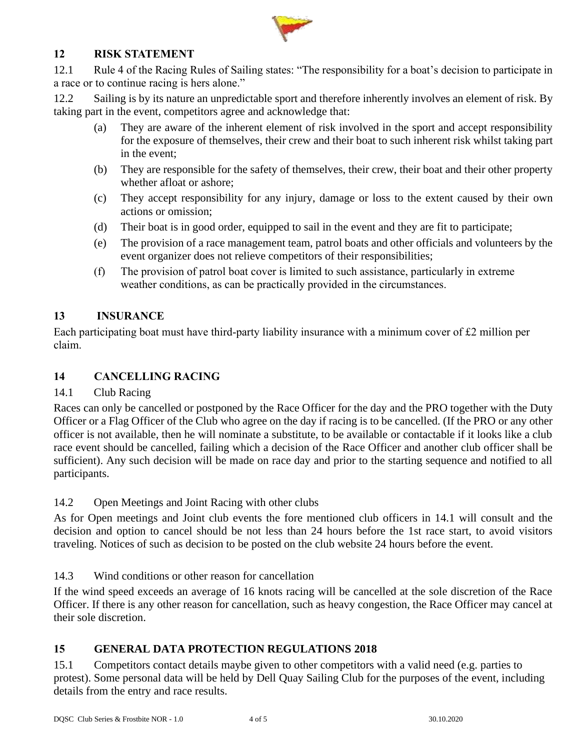## 12 RISK STATEMENT

12.1 Rule 4 of the Racing Rules of Sailing states: "The responsibility for a boat's decision to participate in a race or to continue racing is hers alone."

12.2 Sailing is by its nature an unpredictable sport and therefore inherently involves an element of risk. By taking part in the event, competitors agree and acknowledge that:

- (a) They are aware of the inherent element of risk involved in the sport and accept responsibility for the exposure of themselves, their crew and their boat to such inherent risk whilst taking part in the event;
- (b) They are responsible for the safety of themselves, their crew, their boat and their other property whether afloat or ashore;
- (c) They accept responsibility for any injury, damage or loss to the extent caused by their own actions or omission;
- (d) Their boat is in good order, equipped to sail in the event and they are fit to participate;
- (e) The provision of a race management team, patrol boats and other officials and volunteers by the event organizer does not relieve competitors of their responsibilities;
- (f) The provision of patrol boat cover is limited to such assistance, particularly in extreme weather conditions, as can be practically provided in the circumstances.

## 13 INSURANCE

Each participating boat must have third-party liability insurance with a minimum cover of £2 million per claim.

## 14 CANCELLING RACING

### 14.1 Club Racing

Races can only be cancelled or postponed by the Race Officer for the day and the PRO together with the Duty Officer or a Flag Officer of the Club who agree on the day if racing is to be cancelled. (If the PRO or any other officer is not available, then he will nominate a substitute, to be available or contactable if it looks like a club race event should be cancelled, failing which a decision of the Race Officer and another club officer shall be sufficient). Any such decision will be made on race day and prior to the starting sequence and notified to all participants.

### 14.2 Open Meetings and Joint Racing with other clubs

As for Open meetings and Joint club events the fore mentioned club officers in 14.1 will consult and the decision and option to cancel should be not less than 24 hours before the 1st race start, to avoid visitors traveling. Notices of such as decision to be posted on the club website 24 hours before the event.

### 14.3 Wind conditions or other reason for cancellation

If the wind speed exceeds an average of 16 knots racing will be cancelled at the sole discretion of the Race Officer. If there is any other reason for cancellation, such as heavy congestion, the Race Officer may cancel at their sole discretion.

## 15 GENERAL DATA PROTECTION REGULATIONS 2018

15.1 Competitors contact details maybe given to other competitors with a valid need (e.g. parties to protest). Some personal data will be held by Dell Quay Sailing Club for the purposes of the event, including details from the entry and race results.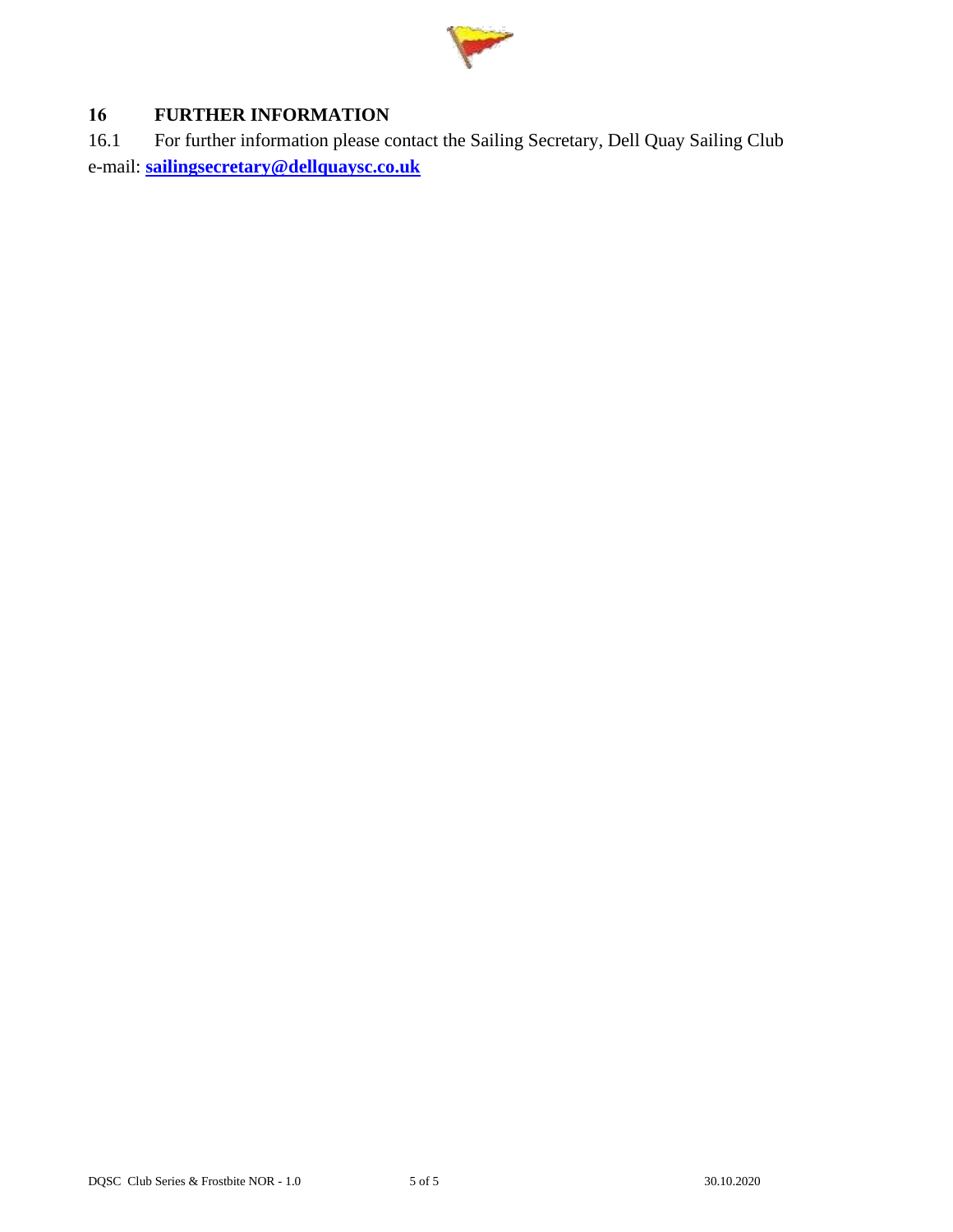## 16 FURTHER INFORMATION

16.1 For further information please contact the Sailing Secretary, Dell Quay Sailing Club e-mail: **sailingsecretary@dellquaysc.co.uk**